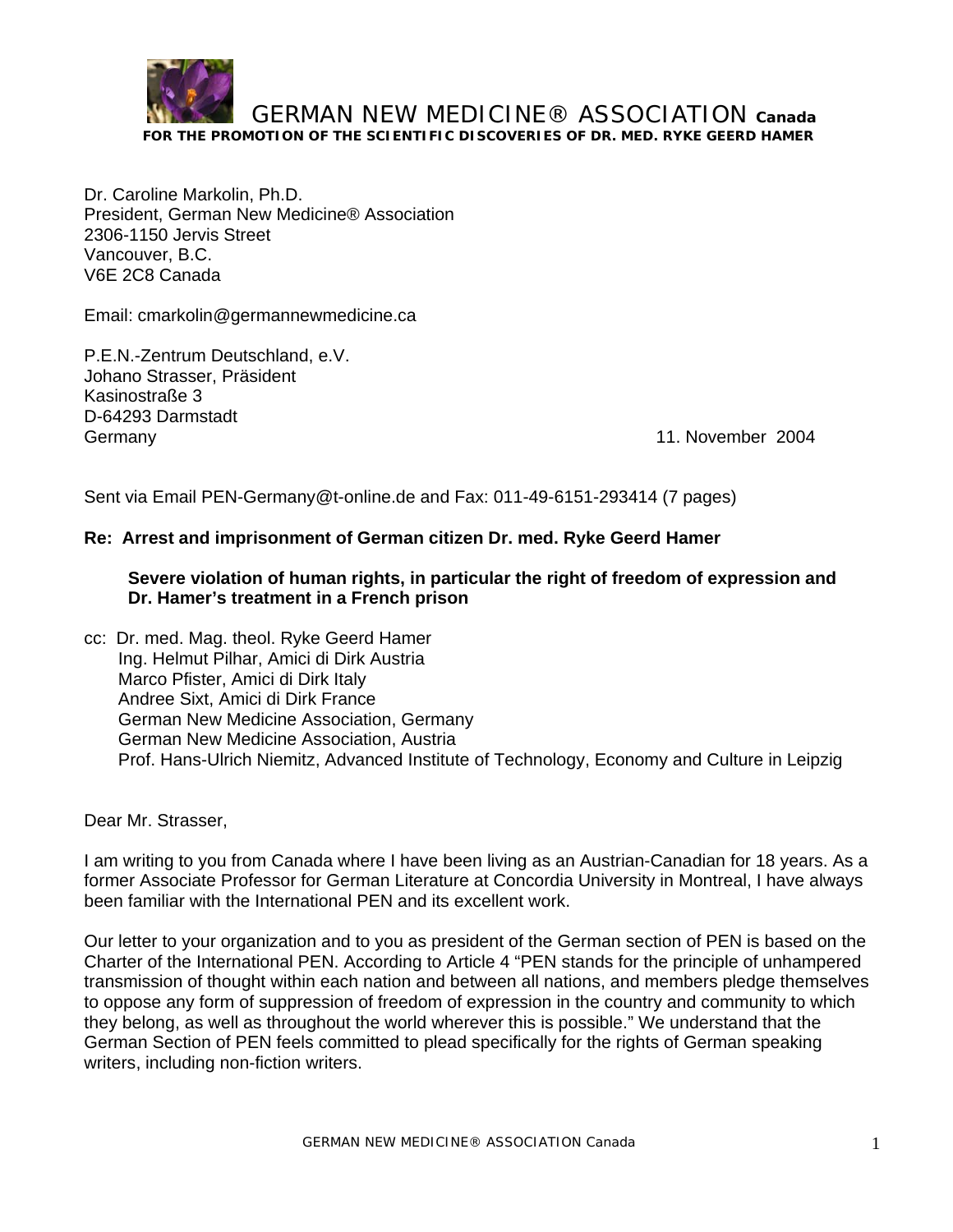# GERMAN NEW MEDICINE® ASSOCIATION Canada

**FOR THE PROMOTION OF THE SCIENTIFIC DISCOVERIES OF DR. MED. RYKE GEERD HAMER**

Dr. Caroline Markolin, Ph.D.
President, German New Medicine® Association
2306-1150 Jervis Street
Vancouver, B.C.
V6E 2C8 Canada

Email: cmarkolin@germannewmedicine.ca

P.E.N.-Zentrum Deutschland, e.V.
Johano Strasser, Präsident
Kasinostraße 3
D-64293 Darmstadt
Germany

11. November 2004

Sent via Email PEN-Germany@t-online.de and Fax: 011-49-6151-293414 (7 pages)

**Re: Arrest and imprisonment of German citizen Dr. med. Ryke Geerd Hamer**

**Severe violation of human rights, in particular the right of freedom of expression and Dr. Hamer's treatment in a French prison**

cc: Dr. med. Mag. theol. Ryke Geerd Hamer
Ing. Helmut Pilhar, Amici di Dirk Austria
Marco Pfister, Amici di Dirk Italy
Andree Sixt, Amici di Dirk France
German New Medicine Association, Germany
German New Medicine Association, Austria
Prof. Hans-Ulrich Niemitz, Advanced Institute of Technology, Economy and Culture in Leipzig

Dear Mr. Strasser,

I am writing to you from Canada where I have been living as an Austrian-Canadian for 18 years. As a former Associate Professor for German Literature at Concordia University in Montreal, I have always been familiar with the International PEN and its excellent work.

Our letter to your organization and to you as president of the German section of PEN is based on the Charter of the International PEN. According to Article 4 "PEN stands for the principle of unhampered transmission of thought within each nation and between all nations, and members pledge themselves to oppose any form of suppression of freedom of expression in the country and community to which they belong, as well as throughout the world wherever this is possible." We understand that the German Section of PEN feels committed to plead specifically for the rights of German speaking writers, including non-fiction writers.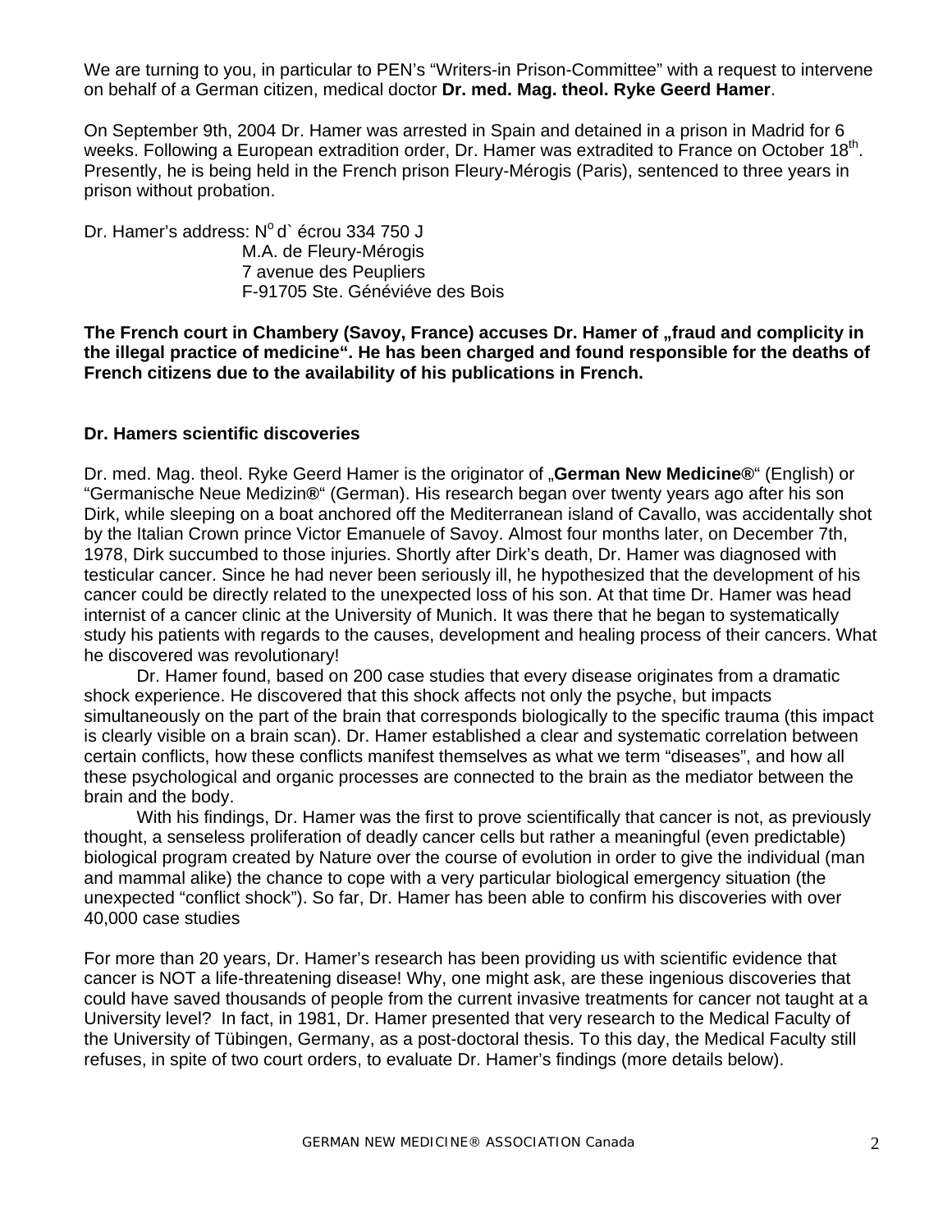We are turning to you, in particular to PEN's "Writers-in Prison-Committee" with a request to intervene on behalf of a German citizen, medical doctor **Dr. med. Mag. theol. Ryke Geerd Hamer**.

On September 9th, 2004 Dr. Hamer was arrested in Spain and detained in a prison in Madrid for 6 weeks. Following a European extradition order, Dr. Hamer was extradited to France on October 18th. Presently, he is being held in the French prison Fleury-Mérogis (Paris), sentenced to three years in prison without probation.

Dr. Hamer's address: N° d` écrou 334 750 J
M.A. de Fleury-Mérogis
7 avenue des Peupliers
F-91705 Ste. Génévióve des Bois

**The French court in Chambery (Savoy, France) accuses Dr. Hamer of „fraud and complicity in the illegal practice of medicine". He has been charged and found responsible for the deaths of French citizens due to the availability of his publications in French.**

**Dr. Hamers scientific discoveries**

Dr. med. Mag. theol. Ryke Geerd Hamer is the originator of „**German New Medicine®**" (English) or "Germanische Neue Medizin®" (German). His research began over twenty years ago after his son Dirk, while sleeping on a boat anchored off the Mediterranean island of Cavallo, was accidentally shot by the Italian Crown prince Victor Emanuele of Savoy. Almost four months later, on December 7th, 1978, Dirk succumbed to those injuries. Shortly after Dirk's death, Dr. Hamer was diagnosed with testicular cancer. Since he had never been seriously ill, he hypothesized that the development of his cancer could be directly related to the unexpected loss of his son. At that time Dr. Hamer was head internist of a cancer clinic at the University of Munich. It was there that he began to systematically study his patients with regards to the causes, development and healing process of their cancers. What he discovered was revolutionary!

Dr. Hamer found, based on 200 case studies that every disease originates from a dramatic shock experience. He discovered that this shock affects not only the psyche, but impacts simultaneously on the part of the brain that corresponds biologically to the specific trauma (this impact is clearly visible on a brain scan). Dr. Hamer established a clear and systematic correlation between certain conflicts, how these conflicts manifest themselves as what we term "diseases", and how all these psychological and organic processes are connected to the brain as the mediator between the brain and the body.

With his findings, Dr. Hamer was the first to prove scientifically that cancer is not, as previously thought, a senseless proliferation of deadly cancer cells but rather a meaningful (even predictable) biological program created by Nature over the course of evolution in order to give the individual (man and mammal alike) the chance to cope with a very particular biological emergency situation (the unexpected "conflict shock"). So far, Dr. Hamer has been able to confirm his discoveries with over 40,000 case studies

For more than 20 years, Dr. Hamer's research has been providing us with scientific evidence that cancer is NOT a life-threatening disease! Why, one might ask, are these ingenious discoveries that could have saved thousands of people from the current invasive treatments for cancer not taught at a University level? In fact, in 1981, Dr. Hamer presented that very research to the Medical Faculty of the University of Tübingen, Germany, as a post-doctoral thesis. To this day, the Medical Faculty still refuses, in spite of two court orders, to evaluate Dr. Hamer's findings (more details below).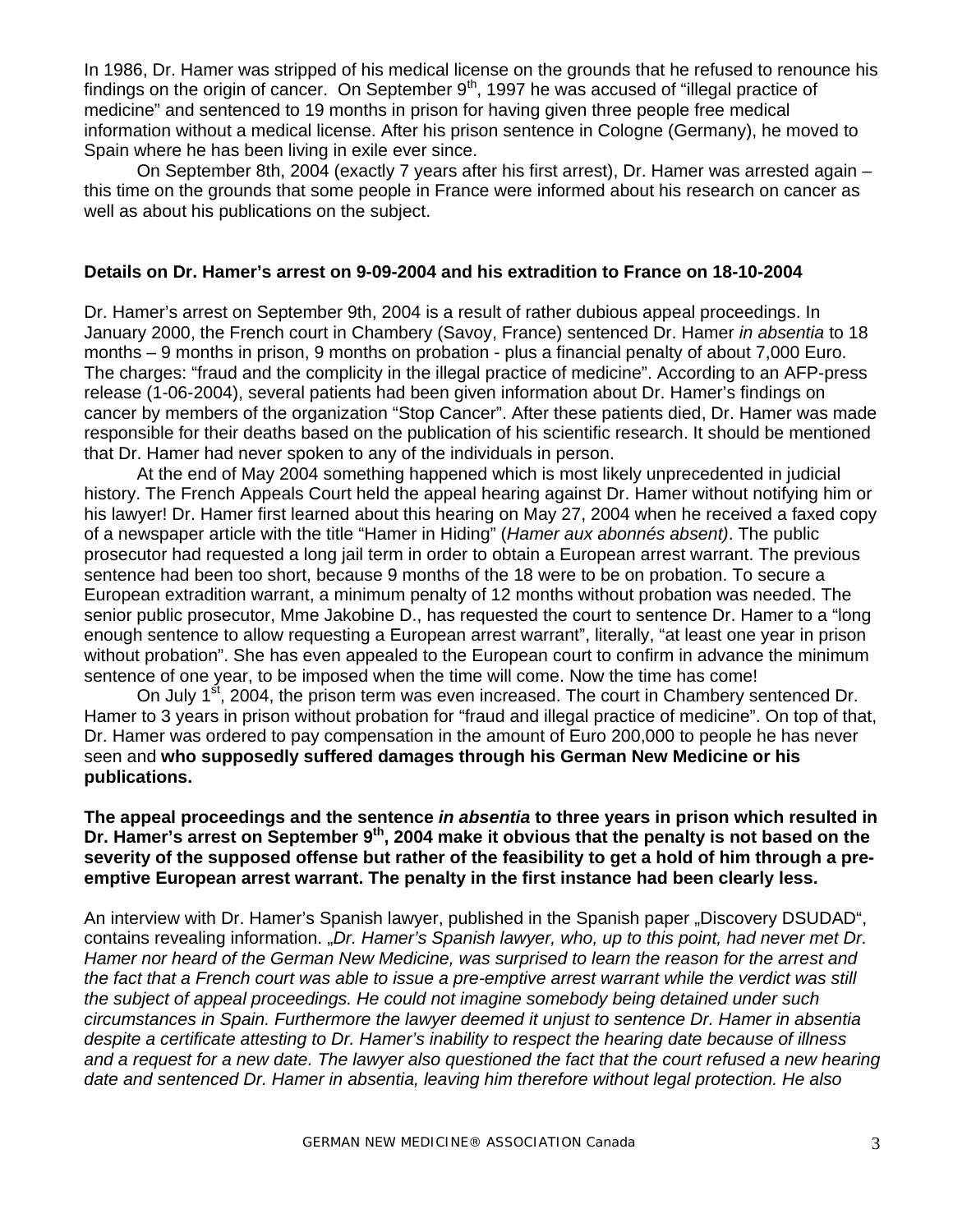In 1986, Dr. Hamer was stripped of his medical license on the grounds that he refused to renounce his findings on the origin of cancer. On September 9th, 1997 he was accused of "illegal practice of medicine" and sentenced to 19 months in prison for having given three people free medical information without a medical license. After his prison sentence in Cologne (Germany), he moved to Spain where he has been living in exile ever since.

On September 8th, 2004 (exactly 7 years after his first arrest), Dr. Hamer was arrested again – this time on the grounds that some people in France were informed about his research on cancer as well as about his publications on the subject.

**Details on Dr. Hamer's arrest on 9-09-2004 and his extradition to France on 18-10-2004**

Dr. Hamer's arrest on September 9th, 2004 is a result of rather dubious appeal proceedings. In January 2000, the French court in Chambery (Savoy, France) sentenced Dr. Hamer *in absentia* to 18 months – 9 months in prison, 9 months on probation - plus a financial penalty of about 7,000 Euro. The charges: "fraud and the complicity in the illegal practice of medicine". According to an AFP-press release (1-06-2004), several patients had been given information about Dr. Hamer's findings on cancer by members of the organization "Stop Cancer". After these patients died, Dr. Hamer was made responsible for their deaths based on the publication of his scientific research. It should be mentioned that Dr. Hamer had never spoken to any of the individuals in person.

At the end of May 2004 something happened which is most likely unprecedented in judicial history. The French Appeals Court held the appeal hearing against Dr. Hamer without notifying him or his lawyer! Dr. Hamer first learned about this hearing on May 27, 2004 when he received a faxed copy of a newspaper article with the title "Hamer in Hiding" (*Hamer aux abonnés absent)*. The public prosecutor had requested a long jail term in order to obtain a European arrest warrant. The previous sentence had been too short, because 9 months of the 18 were to be on probation. To secure a European extradition warrant, a minimum penalty of 12 months without probation was needed. The senior public prosecutor, Mme Jakobine D., has requested the court to sentence Dr. Hamer to a "long enough sentence to allow requesting a European arrest warrant", literally, "at least one year in prison without probation". She has even appealed to the European court to confirm in advance the minimum sentence of one year, to be imposed when the time will come. Now the time has come!

On July 1st, 2004, the prison term was even increased. The court in Chambery sentenced Dr. Hamer to 3 years in prison without probation for "fraud and illegal practice of medicine". On top of that, Dr. Hamer was ordered to pay compensation in the amount of Euro 200,000 to people he has never seen and **who supposedly suffered damages through his German New Medicine or his publications.**

**The appeal proceedings and the sentence *in absentia* to three years in prison which resulted in Dr. Hamer's arrest on September 9th, 2004 make it obvious that the penalty is not based on the severity of the supposed offense but rather of the feasibility to get a hold of him through a pre-emptive European arrest warrant. The penalty in the first instance had been clearly less.**

An interview with Dr. Hamer's Spanish lawyer, published in the Spanish paper „Discovery DSUDAD", contains revealing information. „*Dr. Hamer's Spanish lawyer, who, up to this point, had never met Dr. Hamer nor heard of the German New Medicine, was surprised to learn the reason for the arrest and the fact that a French court was able to issue a pre-emptive arrest warrant while the verdict was still the subject of appeal proceedings. He could not imagine somebody being detained under such circumstances in Spain. Furthermore the lawyer deemed it unjust to sentence Dr. Hamer in absentia despite a certificate attesting to Dr. Hamer's inability to respect the hearing date because of illness and a request for a new date. The lawyer also questioned the fact that the court refused a new hearing date and sentenced Dr. Hamer in absentia, leaving him therefore without legal protection. He also*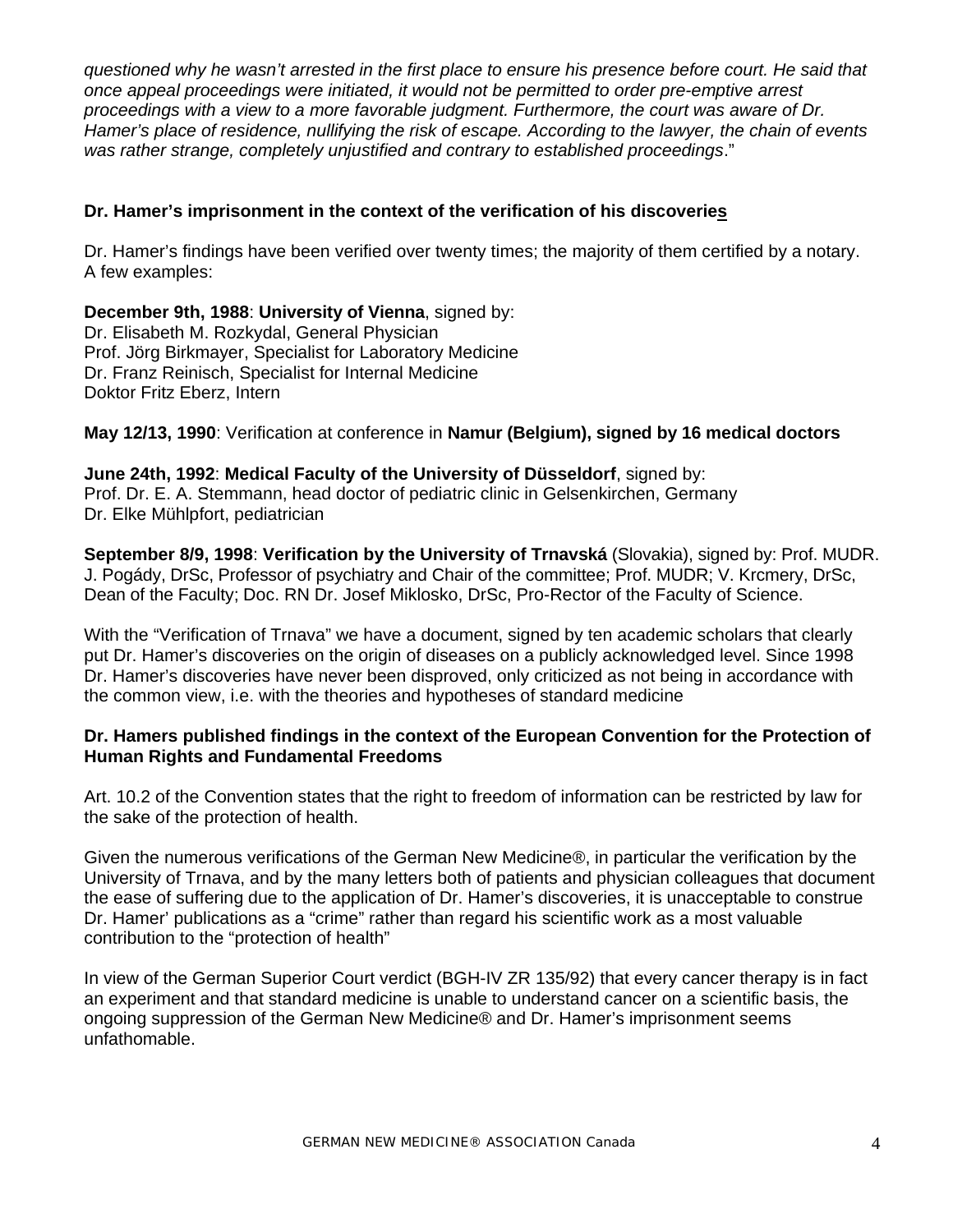*questioned why he wasn't arrested in the first place to ensure his presence before court. He said that once appeal proceedings were initiated, it would not be permitted to order pre-emptive arrest proceedings with a view to a more favorable judgment. Furthermore, the court was aware of Dr. Hamer's place of residence, nullifying the risk of escape. According to the lawyer, the chain of events was rather strange, completely unjustified and contrary to established proceedings*."

**Dr. Hamer's imprisonment in the context of the verification of his discoveries**

Dr. Hamer's findings have been verified over twenty times; the majority of them certified by a notary. A few examples:

**December 9th, 1988**: **University of Vienna**, signed by:
Dr. Elisabeth M. Rozkydal, General Physician
Prof. Jörg Birkmayer, Specialist for Laboratory Medicine
Dr. Franz Reinisch, Specialist for Internal Medicine
Doktor Fritz Eberz, Intern

**May 12/13, 1990**: Verification at conference in **Namur (Belgium), signed by 16 medical doctors**

**June 24th, 1992**: **Medical Faculty of the University of Düsseldorf**, signed by:
Prof. Dr. E. A. Stemmann, head doctor of pediatric clinic in Gelsenkirchen, Germany
Dr. Elke Mühlpfort, pediatrician

**September 8/9, 1998**: **Verification by the University of Trnavská** (Slovakia), signed by: Prof. MUDR. J. Pogády, DrSc, Professor of psychiatry and Chair of the committee; Prof. MUDR; V. Krcmery, DrSc, Dean of the Faculty; Doc. RN Dr. Josef Miklosko, DrSc, Pro-Rector of the Faculty of Science.

With the "Verification of Trnava" we have a document, signed by ten academic scholars that clearly put Dr. Hamer's discoveries on the origin of diseases on a publicly acknowledged level. Since 1998 Dr. Hamer's discoveries have never been disproved, only criticized as not being in accordance with the common view, i.e. with the theories and hypotheses of standard medicine

**Dr. Hamers published findings in the context of the European Convention for the Protection of Human Rights and Fundamental Freedoms**

Art. 10.2 of the Convention states that the right to freedom of information can be restricted by law for the sake of the protection of health.

Given the numerous verifications of the German New Medicine®, in particular the verification by the University of Trnava, and by the many letters both of patients and physician colleagues that document the ease of suffering due to the application of Dr. Hamer's discoveries, it is unacceptable to construe Dr. Hamer' publications as a "crime" rather than regard his scientific work as a most valuable contribution to the "protection of health"

In view of the German Superior Court verdict (BGH-IV ZR 135/92) that every cancer therapy is in fact an experiment and that standard medicine is unable to understand cancer on a scientific basis, the ongoing suppression of the German New Medicine® and Dr. Hamer's imprisonment seems unfathomable.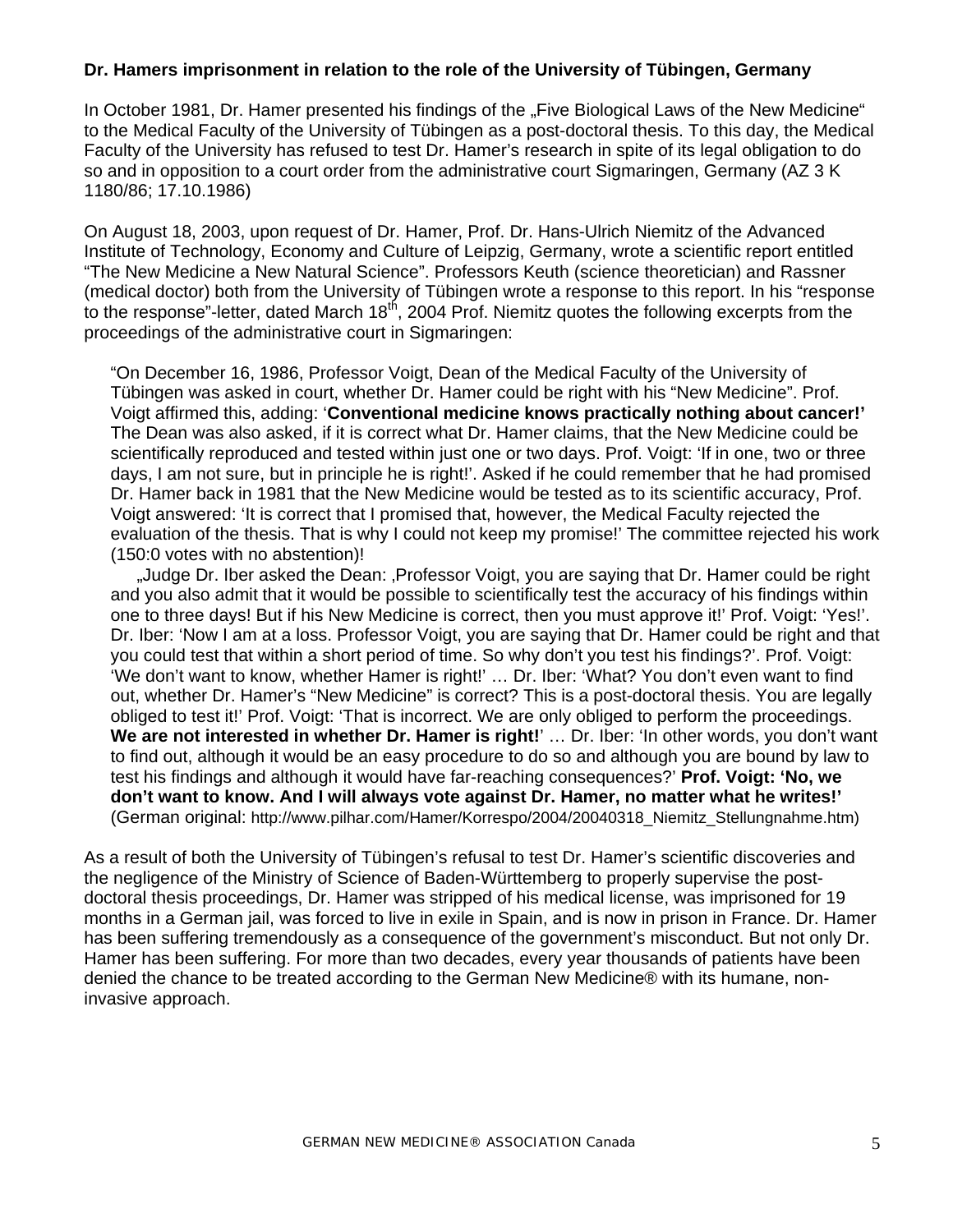**Dr. Hamers imprisonment in relation to the role of the University of Tübingen, Germany**

In October 1981, Dr. Hamer presented his findings of the „Five Biological Laws of the New Medicine" to the Medical Faculty of the University of Tübingen as a post-doctoral thesis. To this day, the Medical Faculty of the University has refused to test Dr. Hamer's research in spite of its legal obligation to do so and in opposition to a court order from the administrative court Sigmaringen, Germany (AZ 3 K 1180/86; 17.10.1986)

On August 18, 2003, upon request of Dr. Hamer, Prof. Dr. Hans-Ulrich Niemitz of the Advanced Institute of Technology, Economy and Culture of Leipzig, Germany, wrote a scientific report entitled "The New Medicine a New Natural Science". Professors Keuth (science theoretician) and Rassner (medical doctor) both from the University of Tübingen wrote a response to this report. In his "response to the response"-letter, dated March 18th, 2004 Prof. Niemitz quotes the following excerpts from the proceedings of the administrative court in Sigmaringen:

> "On December 16, 1986, Professor Voigt, Dean of the Medical Faculty of the University of Tübingen was asked in court, whether Dr. Hamer could be right with his "New Medicine". Prof. Voigt affirmed this, adding: '**Conventional medicine knows practically nothing about cancer!'** The Dean was also asked, if it is correct what Dr. Hamer claims, that the New Medicine could be scientifically reproduced and tested within just one or two days. Prof. Voigt: 'If in one, two or three days, I am not sure, but in principle he is right!'. Asked if he could remember that he had promised Dr. Hamer back in 1981 that the New Medicine would be tested as to its scientific accuracy, Prof. Voigt answered: 'It is correct that I promised that, however, the Medical Faculty rejected the evaluation of the thesis. That is why I could not keep my promise!' The committee rejected his work (150:0 votes with no abstention)!
>
> „Judge Dr. Iber asked the Dean: ‚Professor Voigt, you are saying that Dr. Hamer could be right and you also admit that it would be possible to scientifically test the accuracy of his findings within one to three days! But if his New Medicine is correct, then you must approve it!' Prof. Voigt: 'Yes!'. Dr. Iber: 'Now I am at a loss. Professor Voigt, you are saying that Dr. Hamer could be right and that you could test that within a short period of time. So why don't you test his findings?'. Prof. Voigt: 'We don't want to know, whether Hamer is right!' … Dr. Iber: 'What? You don't even want to find out, whether Dr. Hamer's "New Medicine" is correct? This is a post-doctoral thesis. You are legally obliged to test it!' Prof. Voigt: 'That is incorrect. We are only obliged to perform the proceedings. **We are not interested in whether Dr. Hamer is right!**' … Dr. Iber: 'In other words, you don't want to find out, although it would be an easy procedure to do so and although you are bound by law to test his findings and although it would have far-reaching consequences?' **Prof. Voigt: 'No, we don't want to know. And I will always vote against Dr. Hamer, no matter what he writes!'** (German original: http://www.pilhar.com/Hamer/Korrespo/2004/20040318_Niemitz_Stellungnahme.htm)

As a result of both the University of Tübingen's refusal to test Dr. Hamer's scientific discoveries and the negligence of the Ministry of Science of Baden-Württemberg to properly supervise the post-doctoral thesis proceedings, Dr. Hamer was stripped of his medical license, was imprisoned for 19 months in a German jail, was forced to live in exile in Spain, and is now in prison in France. Dr. Hamer has been suffering tremendously as a consequence of the government's misconduct. But not only Dr. Hamer has been suffering. For more than two decades, every year thousands of patients have been denied the chance to be treated according to the German New Medicine® with its humane, non-invasive approach.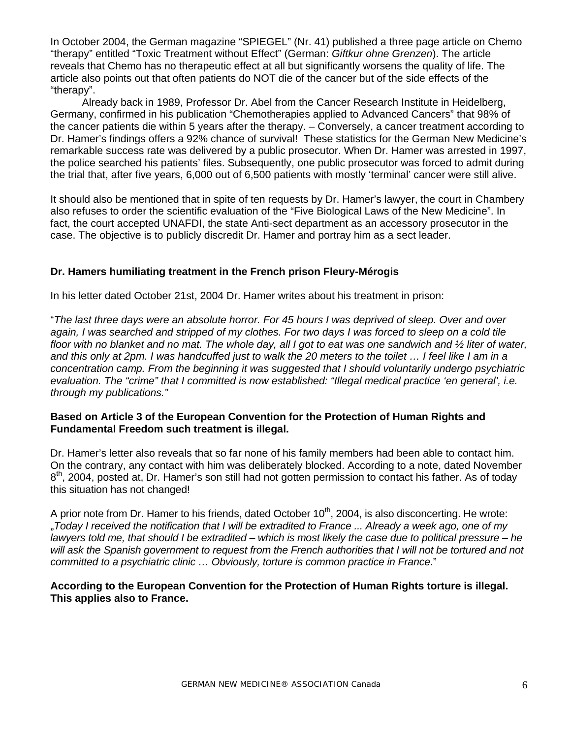In October 2004, the German magazine "SPIEGEL" (Nr. 41) published a three page article on Chemo "therapy" entitled "Toxic Treatment without Effect" (German: *Giftkur ohne Grenzen*). The article reveals that Chemo has no therapeutic effect at all but significantly worsens the quality of life. The article also points out that often patients do NOT die of the cancer but of the side effects of the "therapy".

Already back in 1989, Professor Dr. Abel from the Cancer Research Institute in Heidelberg, Germany, confirmed in his publication "Chemotherapies applied to Advanced Cancers" that 98% of the cancer patients die within 5 years after the therapy. – Conversely, a cancer treatment according to Dr. Hamer's findings offers a 92% chance of survival! These statistics for the German New Medicine's remarkable success rate was delivered by a public prosecutor. When Dr. Hamer was arrested in 1997, the police searched his patients' files. Subsequently, one public prosecutor was forced to admit during the trial that, after five years, 6,000 out of 6,500 patients with mostly 'terminal' cancer were still alive.

It should also be mentioned that in spite of ten requests by Dr. Hamer's lawyer, the court in Chambery also refuses to order the scientific evaluation of the "Five Biological Laws of the New Medicine". In fact, the court accepted UNAFDI, the state Anti-sect department as an accessory prosecutor in the case. The objective is to publicly discredit Dr. Hamer and portray him as a sect leader.

**Dr. Hamers humiliating treatment in the French prison Fleury-Mérogis**

In his letter dated October 21st, 2004 Dr. Hamer writes about his treatment in prison:

"*The last three days were an absolute horror. For 45 hours I was deprived of sleep. Over and over again, I was searched and stripped of my clothes. For two days I was forced to sleep on a cold tile floor with no blanket and no mat. The whole day, all I got to eat was one sandwich and ½ liter of water, and this only at 2pm. I was handcuffed just to walk the 20 meters to the toilet … I feel like I am in a concentration camp. From the beginning it was suggested that I should voluntarily undergo psychiatric evaluation. The "crime" that I committed is now established: "Illegal medical practice 'en general', i.e. through my publications."*

**Based on Article 3 of the European Convention for the Protection of Human Rights and Fundamental Freedom such treatment is illegal.**

Dr. Hamer's letter also reveals that so far none of his family members had been able to contact him. On the contrary, any contact with him was deliberately blocked. According to a note, dated November 8th, 2004, posted at, Dr. Hamer's son still had not gotten permission to contact his father. As of today this situation has not changed!

A prior note from Dr. Hamer to his friends, dated October 10th, 2004, is also disconcerting. He wrote: „*Today I received the notification that I will be extradited to France ... Already a week ago, one of my lawyers told me, that should I be extradited – which is most likely the case due to political pressure – he will ask the Spanish government to request from the French authorities that I will not be tortured and not committed to a psychiatric clinic … Obviously, torture is common practice in France*."

**According to the European Convention for the Protection of Human Rights torture is illegal. This applies also to France.**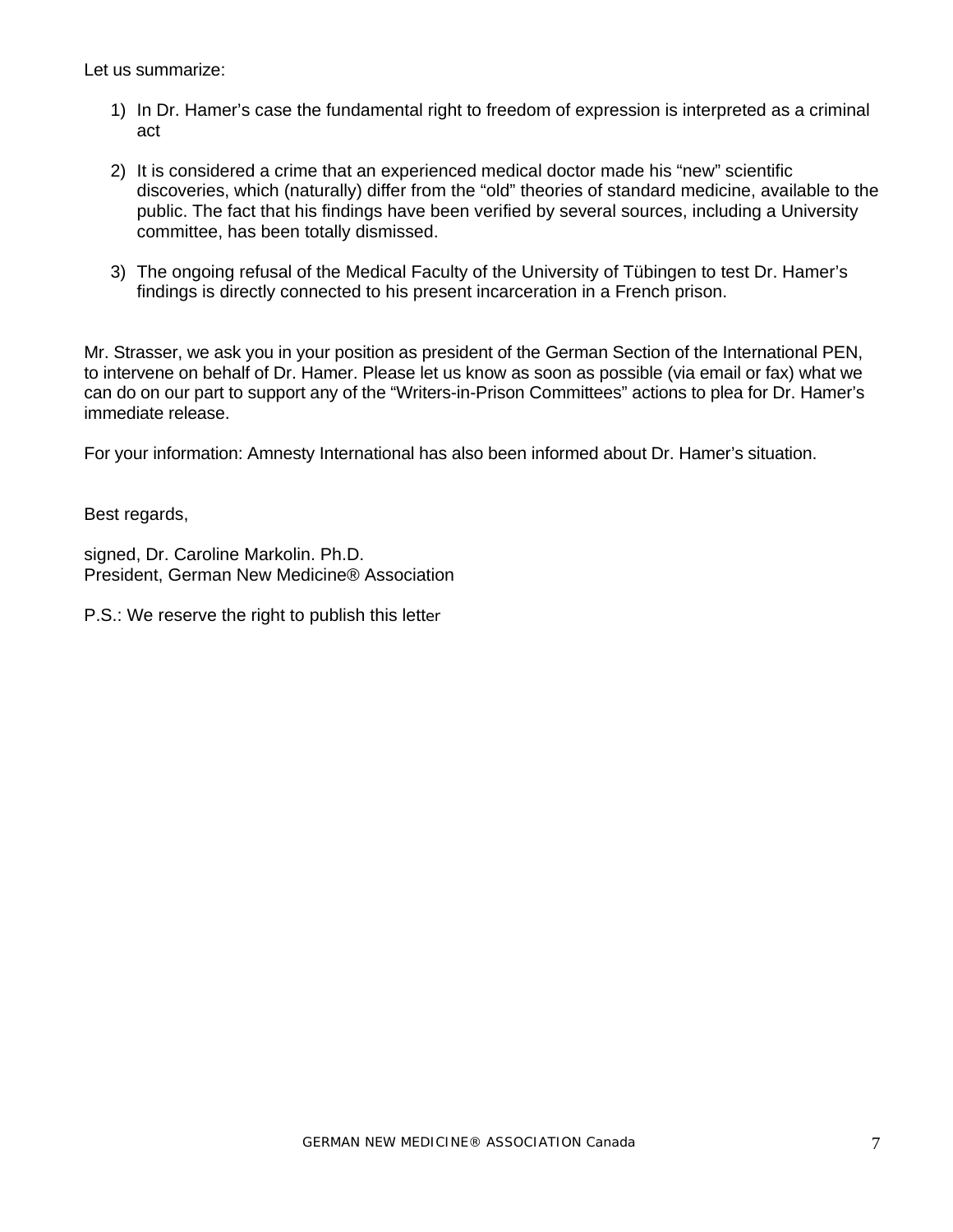Let us summarize:

1) In Dr. Hamer's case the fundamental right to freedom of expression is interpreted as a criminal act

2) It is considered a crime that an experienced medical doctor made his "new" scientific discoveries, which (naturally) differ from the "old" theories of standard medicine, available to the public. The fact that his findings have been verified by several sources, including a University committee, has been totally dismissed.

3) The ongoing refusal of the Medical Faculty of the University of Tübingen to test Dr. Hamer's findings is directly connected to his present incarceration in a French prison.

Mr. Strasser, we ask you in your position as president of the German Section of the International PEN, to intervene on behalf of Dr. Hamer. Please let us know as soon as possible (via email or fax) what we can do on our part to support any of the "Writers-in-Prison Committees" actions to plea for Dr. Hamer's immediate release.

For your information: Amnesty International has also been informed about Dr. Hamer's situation.

Best regards,

signed, Dr. Caroline Markolin. Ph.D.
President, German New Medicine® Association

P.S.: We reserve the right to publish this letter